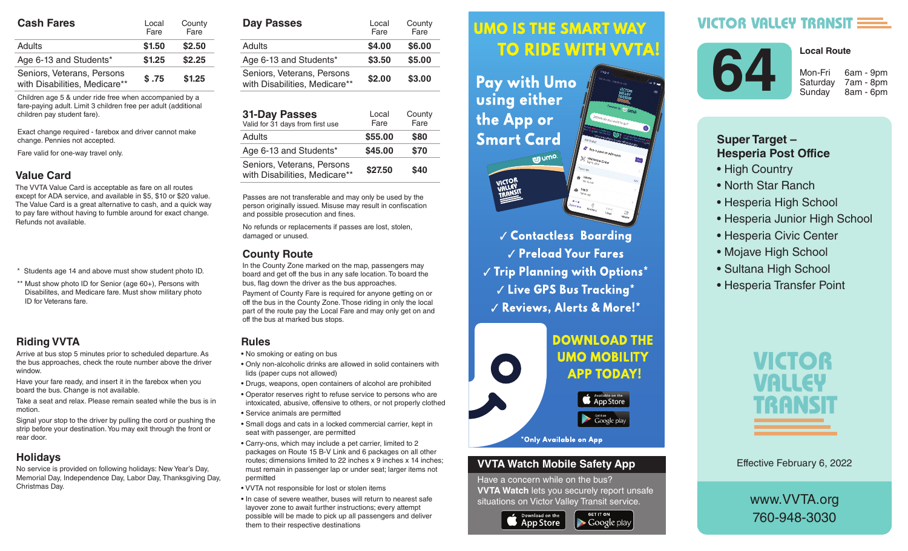## Cash Fares

| Cash Fares | Local Fare | County Fare |
|---|---|---|
| Adults | $1.50 | $2.50 |
| Age 6-13 and Students* | $1.25 | $2.25 |
| Seniors, Veterans, Persons with Disabilities, Medicare** | $ .75 | $1.25 |

Children age 5 & under ride free when accompanied by a fare-paying adult. Limit 3 children free per adult (additional children pay student fare).

Exact change required - farebox and driver cannot make change. Pennies not accepted.

Fare valid for one-way travel only.

## Value Card

The VVTA Value Card is acceptable as fare on all routes except for ADA service, and available in $5, $10 or $20 value. The Value Card is a great alternative to cash, and a quick way to pay fare without having to fumble around for exact change. Refunds not available.

\* Students age 14 and above must show student photo ID.

\*\* Must show photo ID for Senior (age 60+), Persons with Disabilites, and Medicare fare. Must show military photo ID for Veterans fare.

## Riding VVTA

Arrive at bus stop 5 minutes prior to scheduled departure. As the bus approaches, check the route number above the driver window.

Have your fare ready, and insert it in the farebox when you board the bus. Change is not available.

Take a seat and relax. Please remain seated while the bus is in motion.

Signal your stop to the driver by pulling the cord or pushing the strip before your destination. You may exit through the front or rear door.

## Holidays

No service is provided on following holidays: New Year's Day, Memorial Day, Independence Day, Labor Day, Thanksgiving Day, Christmas Day.

## Day Passes

| Day Passes | Local Fare | County Fare |
|---|---|---|
| Adults | $4.00 | $6.00 |
| Age 6-13 and Students* | $3.50 | $5.00 |
| Seniors, Veterans, Persons with Disabilities, Medicare** | $2.00 | $3.00 |

## 31-Day Passes

Valid for 31 days from first use

| 31-Day Passes | Local Fare | County Fare |
|---|---|---|
| Adults | $55.00 | $80 |
| Age 6-13 and Students* | $45.00 | $70 |
| Seniors, Veterans, Persons with Disabilities, Medicare** | $27.50 | $40 |

Passes are not transferable and may only be used by the person originally issued. Misuse may result in confiscation and possible prosecution and fines.

No refunds or replacements if passes are lost, stolen, damaged or unused.

## County Route

In the County Zone marked on the map, passengers may board and get off the bus in any safe location. To board the bus, flag down the driver as the bus approaches.

Payment of County Fare is required for anyone getting on or off the bus in the County Zone. Those riding in only the local part of the route pay the Local Fare and may only get on and off the bus at marked bus stops.

## Rules

- No smoking or eating on bus
- Only non-alcoholic drinks are allowed in solid containers with lids (paper cups not allowed)
- Drugs, weapons, open containers of alcohol are prohibited
- Operator reserves right to refuse service to persons who are intoxicated, abusive, offensive to others, or not properly clothed
- Service animals are permitted
- Small dogs and cats in a locked commercial carrier, kept in seat with passenger, are permitted
- Carry-ons, which may include a pet carrier, limited to 2 packages on Route 15 B-V Link and 6 packages on all other routes; dimensions limited to 22 inches x 9 inches x 14 inches; must remain in passenger lap or under seat; larger items not permitted
- VVTA not responsible for lost or stolen items
- In case of severe weather, buses will return to nearest safe layover zone to await further instructions; every attempt possible will be made to pick up all passengers and deliver them to their respective destinations

## UMO IS THE SMART WAY TO RIDE WITH VVTA!

Pay with Umo using either the App or Smart Card

- ✓ Contactless Boarding
- ✓ Preload Your Fares
- ✓ Trip Planning with Options*
- ✓ Live GPS Bus Tracking*
- ✓ Reviews, Alerts & More!*

DOWNLOAD THE UMO MOBILITY APP TODAY!

Available on the App Store | Get it on Google play

*Only Available on App

## VVTA Watch Mobile Safety App

Have a concern while on the bus? **VVTA Watch** lets you securely report unsafe situations on Victor Valley Transit service.

Download on the App Store | Get it on Google play

# VICTOR VALLEY TRANSIT

## 64 Local Route

| | |
|---|---|
| Mon-Fri | 6am - 9pm |
| Saturday | 7am - 8pm |
| Sunday | 8am - 6pm |

### Super Target – Hesperia Post Office

- High Country
- North Star Ranch
- Hesperia High School
- Hesperia Junior High School
- Hesperia Civic Center
- Mojave High School
- Sultana High School
- Hesperia Transfer Point

VICTOR VALLEY TRANSIT

Effective February 6, 2022

www.VVTA.org

760-948-3030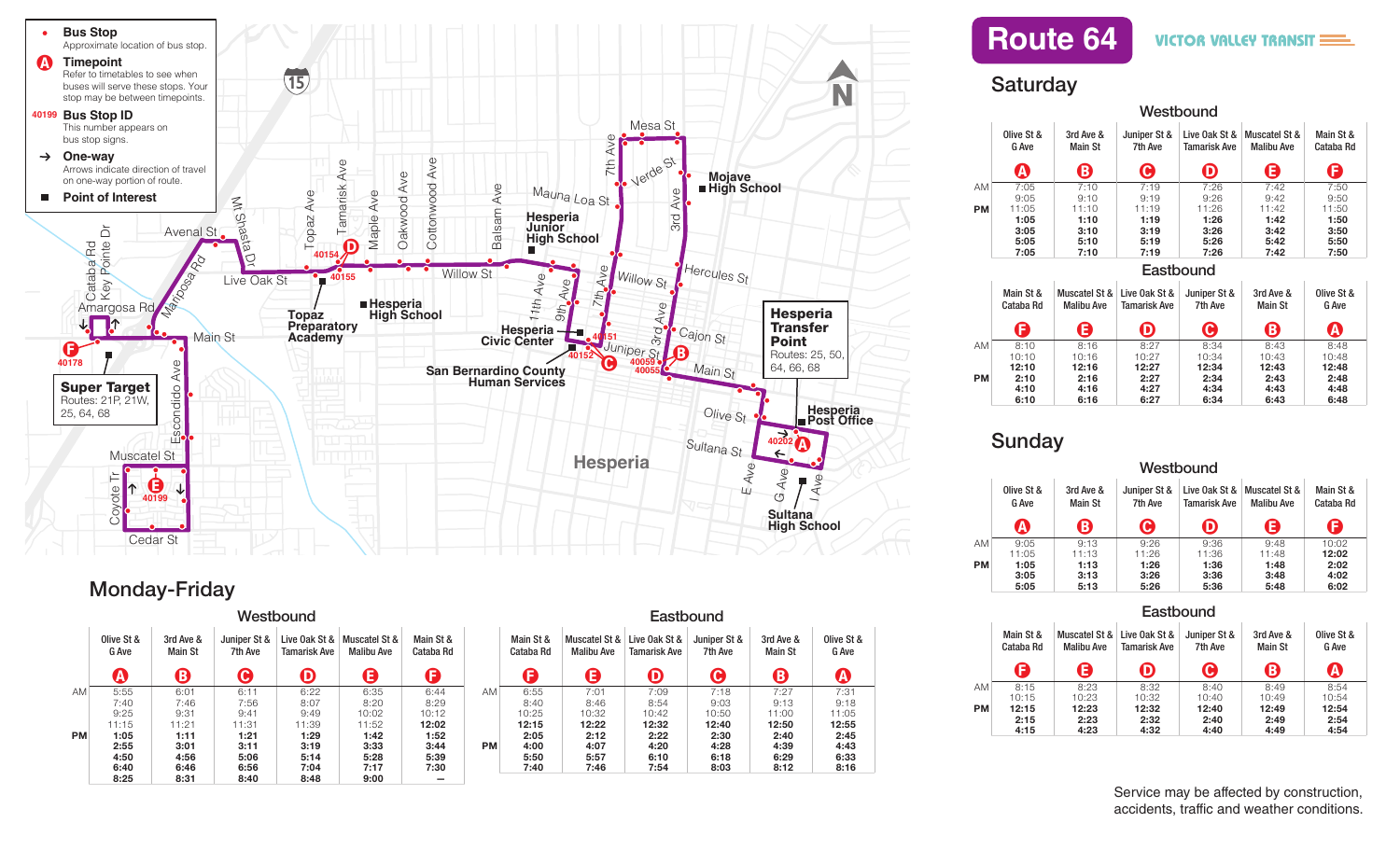# Route 64

VICTOR VALLEY TRANSIT

## Monday-Friday

### Westbound

| | Olive St & G Ave (A) | 3rd Ave & Main St (B) | Juniper St & 7th Ave (C) | Live Oak St & Tamarisk Ave (D) | Muscatel St & Malibu Ave (E) | Main St & Cataba Rd (F) |
|---|---|---|---|---|---|---|
| AM | 5:55 | 6:01 | 6:11 | 6:22 | 6:35 | 6:44 |
| | 7:40 | 7:46 | 7:56 | 8:07 | 8:20 | 8:29 |
| | 9:25 | 9:31 | 9:41 | 9:49 | 10:02 | 10:12 |
| | 11:15 | 11:21 | 11:31 | 11:39 | 11:52 | **12:02** |
| PM | **1:05** | **1:11** | **1:21** | **1:29** | **1:42** | **1:52** |
| | **2:55** | **3:01** | **3:11** | **3:19** | **3:33** | **3:44** |
| | **4:50** | **4:56** | **5:06** | **5:14** | **5:28** | **5:39** |
| | **6:40** | **6:46** | **6:56** | **7:04** | **7:17** | **7:30** |
| | **8:25** | **8:31** | **8:40** | **8:48** | **9:00** | **—** |

### Eastbound

| | Main St & Cataba Rd (F) | Muscatel St & Malibu Ave (E) | Live Oak St & Tamarisk Ave (D) | Juniper St & 7th Ave (C) | 3rd Ave & Main St (B) | Olive St & G Ave (A) |
|---|---|---|---|---|---|---|
| AM | 6:55 | 7:01 | 7:09 | 7:18 | 7:27 | 7:31 |
| | 8:40 | 8:46 | 8:54 | 9:03 | 9:13 | 9:18 |
| | 10:25 | 10:32 | 10:42 | 10:50 | 11:00 | 11:05 |
| | **12:15** | **12:22** | **12:32** | **12:40** | **12:50** | **12:55** |
| PM | **2:05** | **2:12** | **2:22** | **2:30** | **2:40** | **2:45** |
| | **4:00** | **4:07** | **4:20** | **4:28** | **4:39** | **4:43** |
| | **5:50** | **5:57** | **6:10** | **6:18** | **6:29** | **6:33** |
| | **7:40** | **7:46** | **7:54** | **8:03** | **8:12** | **8:16** |

## Saturday

### Westbound

| | Olive St & G Ave (A) | 3rd Ave & Main St (B) | Juniper St & 7th Ave (C) | Live Oak St & Tamarisk Ave (D) | Muscatel St & Malibu Ave (E) | Main St & Cataba Rd (F) |
|---|---|---|---|---|---|---|
| AM | 7:05 | 7:10 | 7:19 | 7:26 | 7:42 | 7:50 |
| | 9:05 | 9:10 | 9:19 | 9:26 | 9:42 | 9:50 |
| PM | 11:05 | 11:10 | 11:19 | 11:26 | 11:42 | 11:50 |
| | **1:05** | **1:10** | **1:19** | **1:26** | **1:42** | **1:50** |
| | **3:05** | **3:10** | **3:19** | **3:26** | **3:42** | **3:50** |
| | **5:05** | **5:10** | **5:19** | **5:26** | **5:42** | **5:50** |
| | **7:05** | **7:10** | **7:19** | **7:26** | **7:42** | **7:50** |

### Eastbound

| | Main St & Cataba Rd (F) | Muscatel St & Malibu Ave (E) | Live Oak St & Tamarisk Ave (D) | Juniper St & 7th Ave (C) | 3rd Ave & Main St (B) | Olive St & G Ave (A) |
|---|---|---|---|---|---|---|
| AM | 8:10 | 8:16 | 8:27 | 8:34 | 8:43 | 8:48 |
| | 10:10 | 10:16 | 10:27 | 10:34 | 10:43 | 10:48 |
| PM | **12:10** | **12:16** | **12:27** | **12:34** | **12:43** | **12:48** |
| | **2:10** | **2:16** | **2:27** | **2:34** | **2:43** | **2:48** |
| | **4:10** | **4:16** | **4:27** | **4:34** | **4:43** | **4:48** |
| | **6:10** | **6:16** | **6:27** | **6:34** | **6:43** | **6:48** |

## Sunday

### Westbound

| | Olive St & G Ave (A) | 3rd Ave & Main St (B) | Juniper St & 7th Ave (C) | Live Oak St & Tamarisk Ave (D) | Muscatel St & Malibu Ave (E) | Main St & Cataba Rd (F) |
|---|---|---|---|---|---|---|
| AM | 9:05 | 9:13 | 9:26 | 9:36 | 9:48 | 10:02 |
| | 11:05 | 11:13 | 11:26 | 11:36 | 11:48 | **12:02** |
| PM | **1:05** | **1:13** | **1:26** | **1:36** | **1:48** | **2:02** |
| | **3:05** | **3:13** | **3:26** | **3:36** | **3:48** | **4:02** |
| | **5:05** | **5:13** | **5:26** | **5:36** | **5:48** | **6:02** |

### Eastbound

| | Main St & Cataba Rd (F) | Muscatel St & Malibu Ave (E) | Live Oak St & Tamarisk Ave (D) | Juniper St & 7th Ave (C) | 3rd Ave & Main St (B) | Olive St & G Ave (A) |
|---|---|---|---|---|---|---|
| AM | 8:15 | 8:23 | 8:32 | 8:40 | 8:49 | 8:54 |
| | 10:15 | 10:23 | 10:32 | 10:40 | 10:49 | 10:54 |
| PM | **12:15** | **12:23** | **12:32** | **12:40** | **12:49** | **12:54** |
| | **2:15** | **2:23** | **2:32** | **2:40** | **2:49** | **2:54** |
| | **4:15** | **4:23** | **4:32** | **4:40** | **4:49** | **4:54** |

Service may be affected by construction, accidents, traffic and weather conditions.

Map legend:
- Bus Stop — Approximate location of bus stop.
- Timepoint — Refer to timetables to see when buses will serve these stops. Your stop may be between timepoints.
- 40199 Bus Stop ID — This number appears on bus stop signs.
- One-way — Arrows indicate direction of travel on one-way portion of route.
- Point of Interest

Map labels:

Super Target
Routes: 21P, 21W, 25, 64, 68

Hesperia Transfer Point
Routes: 25, 50, 64, 66, 68

Hesperia Post Office

Sultana High School

Mojave High School

Hesperia Junior High School

Hesperia High School

Topaz Preparatory Academy

Hesperia Civic Center

San Bernardino County Human Services

Hesperia